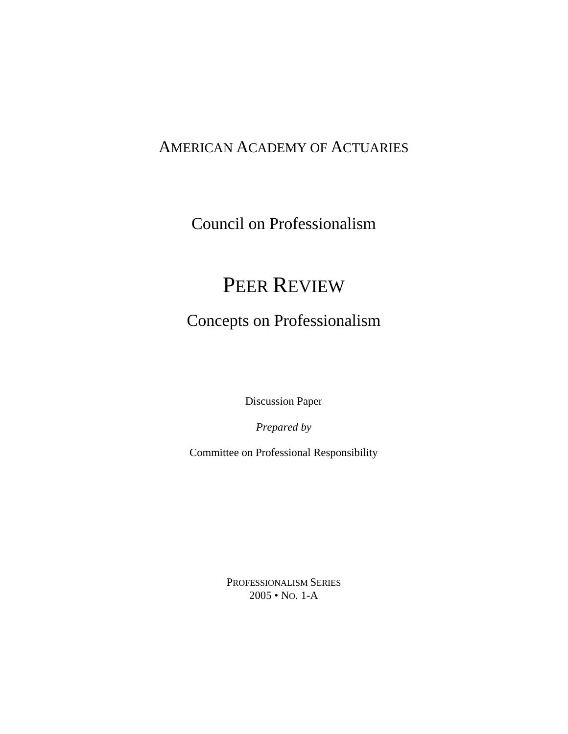AMERICAN ACADEMY OF ACTUARIES

Council on Professionalism

# PEER REVIEW

## Concepts on Professionalism

Discussion Paper

*Prepared by*

Committee on Professional Responsibility

PROFESSIONALISM SERIES
2005 • NO. 1-A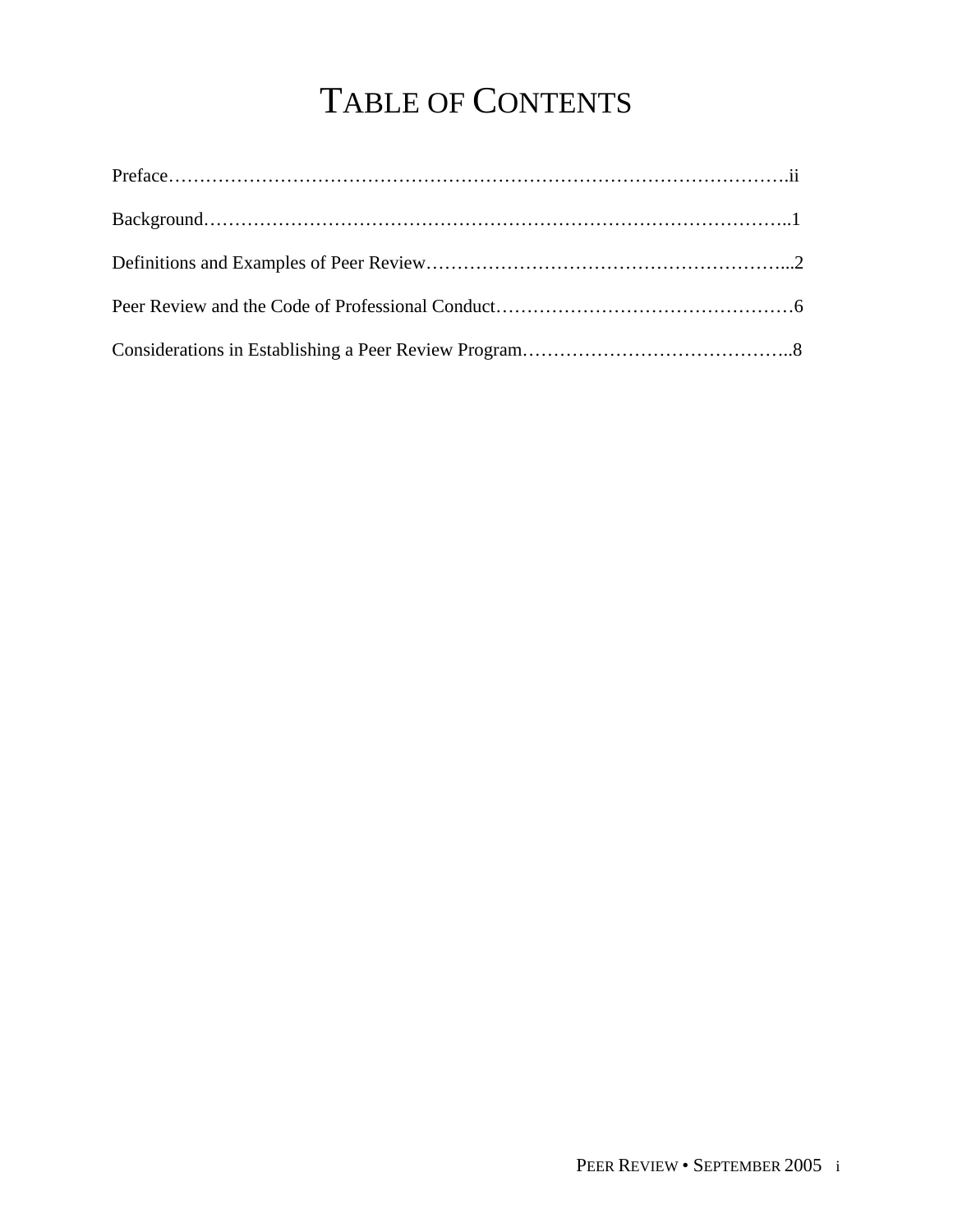# TABLE OF CONTENTS

Preface………………………………………………………………………………………….ii

Background……………………………………………………………………………..1

Definitions and Examples of Peer Review…………………………………………………...2

Peer Review and the Code of Professional Conduct…………………………………………6

Considerations in Establishing a Peer Review Program……………………………………..8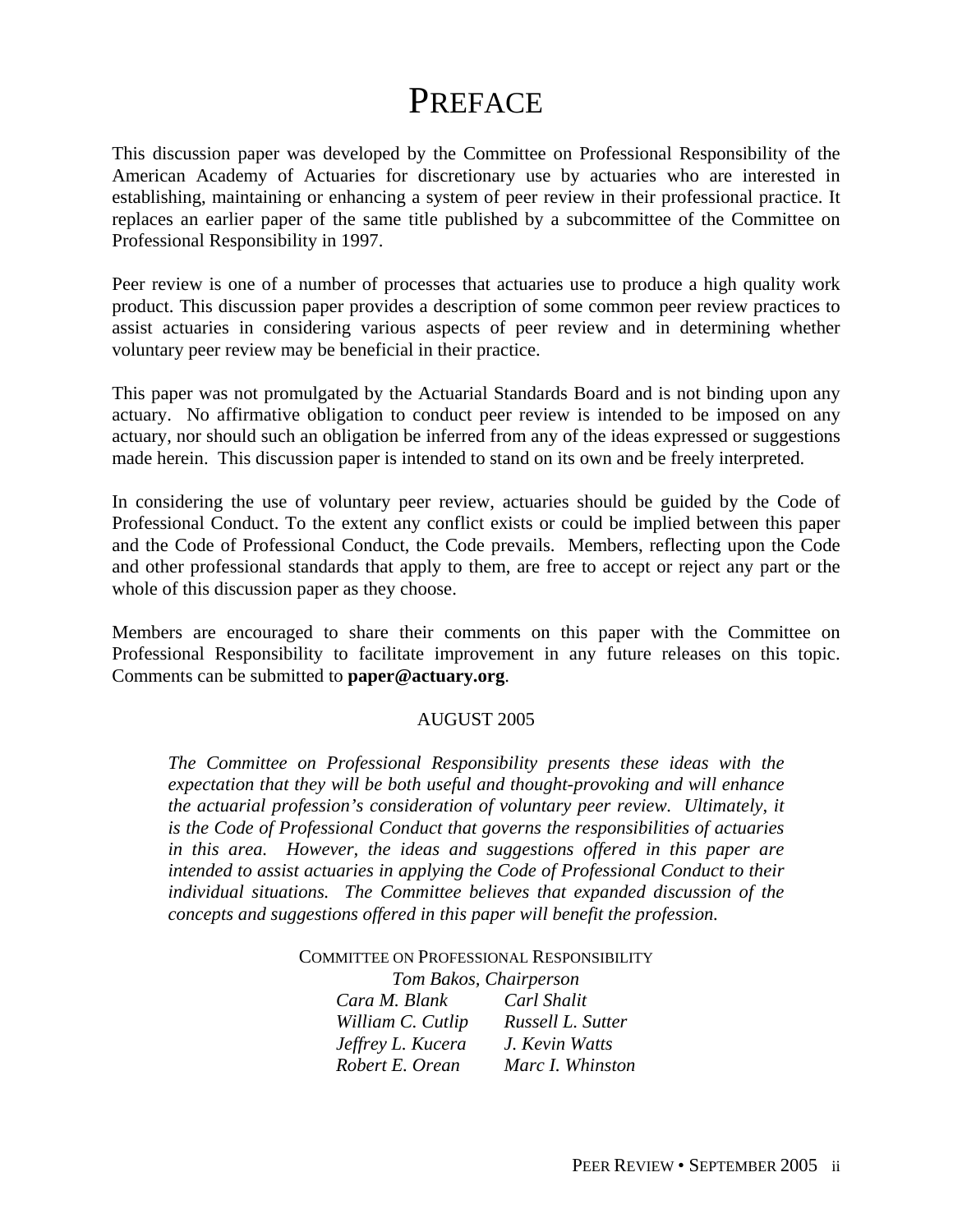# PREFACE

This discussion paper was developed by the Committee on Professional Responsibility of the American Academy of Actuaries for discretionary use by actuaries who are interested in establishing, maintaining or enhancing a system of peer review in their professional practice. It replaces an earlier paper of the same title published by a subcommittee of the Committee on Professional Responsibility in 1997.

Peer review is one of a number of processes that actuaries use to produce a high quality work product. This discussion paper provides a description of some common peer review practices to assist actuaries in considering various aspects of peer review and in determining whether voluntary peer review may be beneficial in their practice.

This paper was not promulgated by the Actuarial Standards Board and is not binding upon any actuary. No affirmative obligation to conduct peer review is intended to be imposed on any actuary, nor should such an obligation be inferred from any of the ideas expressed or suggestions made herein. This discussion paper is intended to stand on its own and be freely interpreted.

In considering the use of voluntary peer review, actuaries should be guided by the Code of Professional Conduct. To the extent any conflict exists or could be implied between this paper and the Code of Professional Conduct, the Code prevails. Members, reflecting upon the Code and other professional standards that apply to them, are free to accept or reject any part or the whole of this discussion paper as they choose.

Members are encouraged to share their comments on this paper with the Committee on Professional Responsibility to facilitate improvement in any future releases on this topic. Comments can be submitted to **paper@actuary.org**.

AUGUST 2005

*The Committee on Professional Responsibility presents these ideas with the expectation that they will be both useful and thought-provoking and will enhance the actuarial profession's consideration of voluntary peer review. Ultimately, it is the Code of Professional Conduct that governs the responsibilities of actuaries in this area. However, the ideas and suggestions offered in this paper are intended to assist actuaries in applying the Code of Professional Conduct to their individual situations. The Committee believes that expanded discussion of the concepts and suggestions offered in this paper will benefit the profession.*

COMMITTEE ON PROFESSIONAL RESPONSIBILITY

*Tom Bakos, Chairperson*

| | |
|---|---|
| *Cara M. Blank* | *Carl Shalit* |
| *William C. Cutlip* | *Russell L. Sutter* |
| *Jeffrey L. Kucera* | *J. Kevin Watts* |
| *Robert E. Orean* | *Marc I. Whinston* |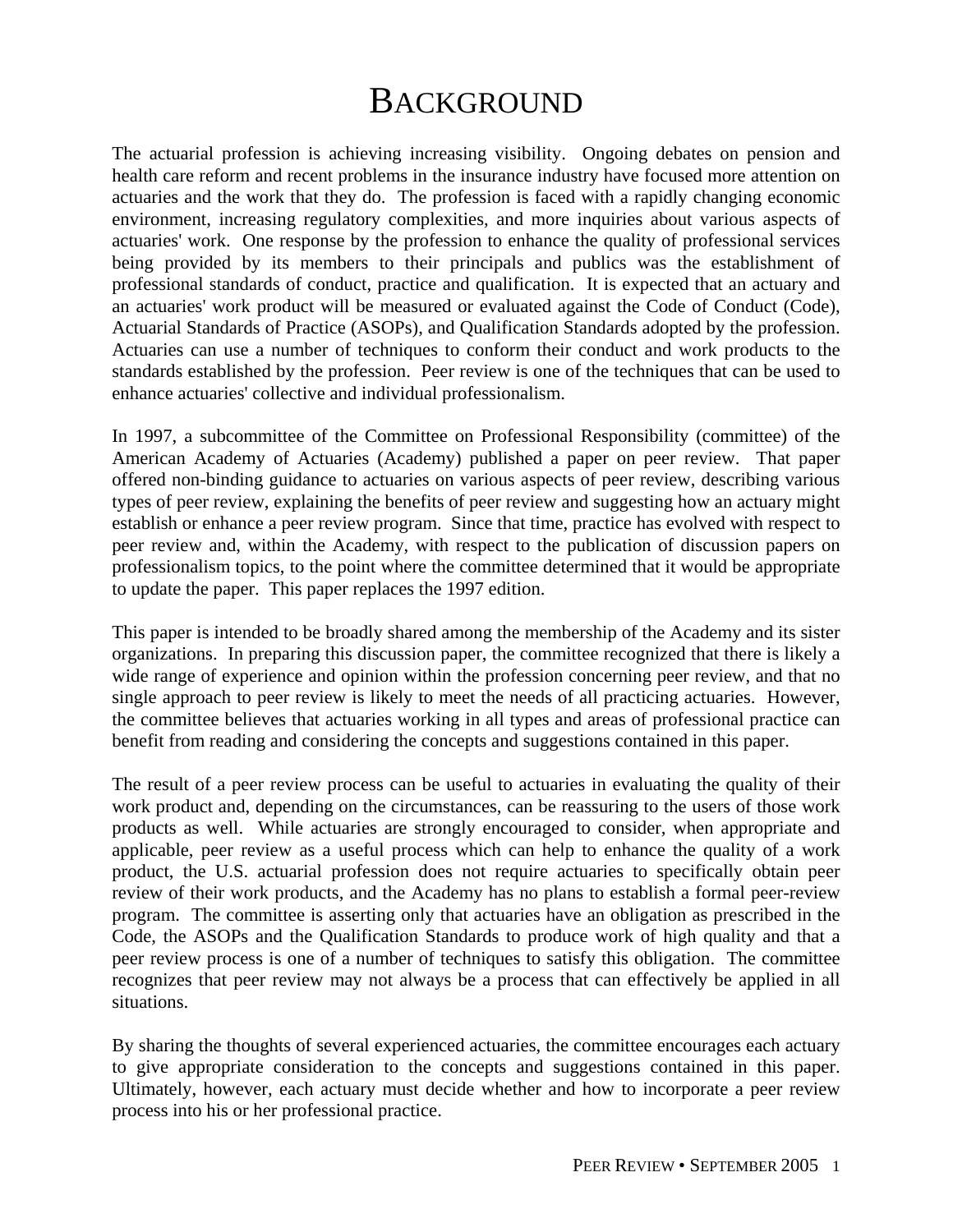# BACKGROUND

The actuarial profession is achieving increasing visibility. Ongoing debates on pension and health care reform and recent problems in the insurance industry have focused more attention on actuaries and the work that they do. The profession is faced with a rapidly changing economic environment, increasing regulatory complexities, and more inquiries about various aspects of actuaries' work. One response by the profession to enhance the quality of professional services being provided by its members to their principals and publics was the establishment of professional standards of conduct, practice and qualification. It is expected that an actuary and an actuaries' work product will be measured or evaluated against the Code of Conduct (Code), Actuarial Standards of Practice (ASOPs), and Qualification Standards adopted by the profession. Actuaries can use a number of techniques to conform their conduct and work products to the standards established by the profession. Peer review is one of the techniques that can be used to enhance actuaries' collective and individual professionalism.

In 1997, a subcommittee of the Committee on Professional Responsibility (committee) of the American Academy of Actuaries (Academy) published a paper on peer review. That paper offered non-binding guidance to actuaries on various aspects of peer review, describing various types of peer review, explaining the benefits of peer review and suggesting how an actuary might establish or enhance a peer review program. Since that time, practice has evolved with respect to peer review and, within the Academy, with respect to the publication of discussion papers on professionalism topics, to the point where the committee determined that it would be appropriate to update the paper. This paper replaces the 1997 edition.

This paper is intended to be broadly shared among the membership of the Academy and its sister organizations. In preparing this discussion paper, the committee recognized that there is likely a wide range of experience and opinion within the profession concerning peer review, and that no single approach to peer review is likely to meet the needs of all practicing actuaries. However, the committee believes that actuaries working in all types and areas of professional practice can benefit from reading and considering the concepts and suggestions contained in this paper.

The result of a peer review process can be useful to actuaries in evaluating the quality of their work product and, depending on the circumstances, can be reassuring to the users of those work products as well. While actuaries are strongly encouraged to consider, when appropriate and applicable, peer review as a useful process which can help to enhance the quality of a work product, the U.S. actuarial profession does not require actuaries to specifically obtain peer review of their work products, and the Academy has no plans to establish a formal peer-review program. The committee is asserting only that actuaries have an obligation as prescribed in the Code, the ASOPs and the Qualification Standards to produce work of high quality and that a peer review process is one of a number of techniques to satisfy this obligation. The committee recognizes that peer review may not always be a process that can effectively be applied in all situations.

By sharing the thoughts of several experienced actuaries, the committee encourages each actuary to give appropriate consideration to the concepts and suggestions contained in this paper. Ultimately, however, each actuary must decide whether and how to incorporate a peer review process into his or her professional practice.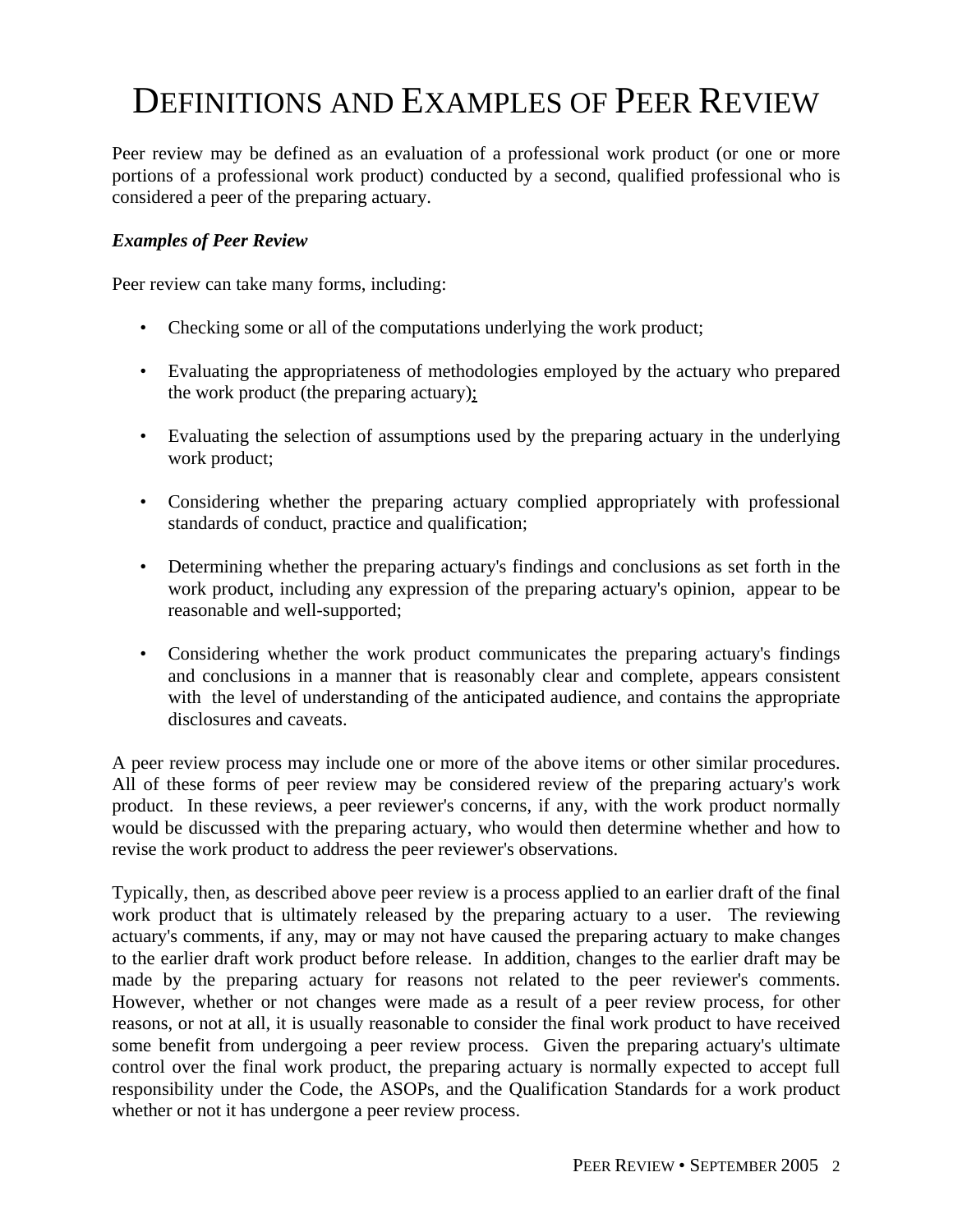# DEFINITIONS AND EXAMPLES OF PEER REVIEW

Peer review may be defined as an evaluation of a professional work product (or one or more portions of a professional work product) conducted by a second, qualified professional who is considered a peer of the preparing actuary.

***Examples of Peer Review***

Peer review can take many forms, including:

- Checking some or all of the computations underlying the work product;
- Evaluating the appropriateness of methodologies employed by the actuary who prepared the work product (the preparing actuary);
- Evaluating the selection of assumptions used by the preparing actuary in the underlying work product;
- Considering whether the preparing actuary complied appropriately with professional standards of conduct, practice and qualification;
- Determining whether the preparing actuary's findings and conclusions as set forth in the work product, including any expression of the preparing actuary's opinion, appear to be reasonable and well-supported;
- Considering whether the work product communicates the preparing actuary's findings and conclusions in a manner that is reasonably clear and complete, appears consistent with the level of understanding of the anticipated audience, and contains the appropriate disclosures and caveats.

A peer review process may include one or more of the above items or other similar procedures. All of these forms of peer review may be considered review of the preparing actuary's work product. In these reviews, a peer reviewer's concerns, if any, with the work product normally would be discussed with the preparing actuary, who would then determine whether and how to revise the work product to address the peer reviewer's observations.

Typically, then, as described above peer review is a process applied to an earlier draft of the final work product that is ultimately released by the preparing actuary to a user. The reviewing actuary's comments, if any, may or may not have caused the preparing actuary to make changes to the earlier draft work product before release. In addition, changes to the earlier draft may be made by the preparing actuary for reasons not related to the peer reviewer's comments. However, whether or not changes were made as a result of a peer review process, for other reasons, or not at all, it is usually reasonable to consider the final work product to have received some benefit from undergoing a peer review process. Given the preparing actuary's ultimate control over the final work product, the preparing actuary is normally expected to accept full responsibility under the Code, the ASOPs, and the Qualification Standards for a work product whether or not it has undergone a peer review process.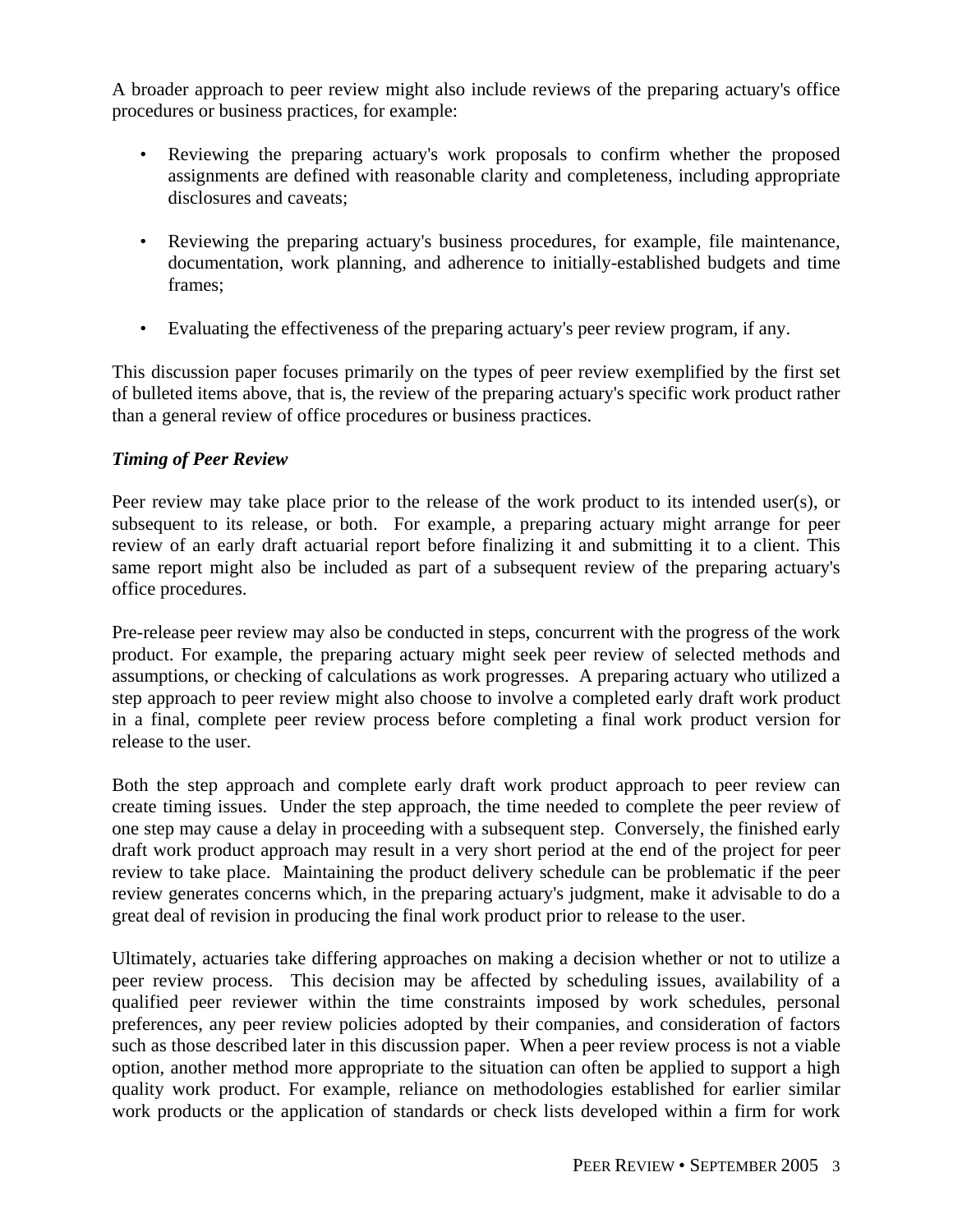A broader approach to peer review might also include reviews of the preparing actuary's office procedures or business practices, for example:

- Reviewing the preparing actuary's work proposals to confirm whether the proposed assignments are defined with reasonable clarity and completeness, including appropriate disclosures and caveats;
- Reviewing the preparing actuary's business procedures, for example, file maintenance, documentation, work planning, and adherence to initially-established budgets and time frames;
- Evaluating the effectiveness of the preparing actuary's peer review program, if any.

This discussion paper focuses primarily on the types of peer review exemplified by the first set of bulleted items above, that is, the review of the preparing actuary's specific work product rather than a general review of office procedures or business practices.

### *Timing of Peer Review*

Peer review may take place prior to the release of the work product to its intended user(s), or subsequent to its release, or both. For example, a preparing actuary might arrange for peer review of an early draft actuarial report before finalizing it and submitting it to a client. This same report might also be included as part of a subsequent review of the preparing actuary's office procedures.

Pre-release peer review may also be conducted in steps, concurrent with the progress of the work product. For example, the preparing actuary might seek peer review of selected methods and assumptions, or checking of calculations as work progresses. A preparing actuary who utilized a step approach to peer review might also choose to involve a completed early draft work product in a final, complete peer review process before completing a final work product version for release to the user.

Both the step approach and complete early draft work product approach to peer review can create timing issues. Under the step approach, the time needed to complete the peer review of one step may cause a delay in proceeding with a subsequent step. Conversely, the finished early draft work product approach may result in a very short period at the end of the project for peer review to take place. Maintaining the product delivery schedule can be problematic if the peer review generates concerns which, in the preparing actuary's judgment, make it advisable to do a great deal of revision in producing the final work product prior to release to the user.

Ultimately, actuaries take differing approaches on making a decision whether or not to utilize a peer review process. This decision may be affected by scheduling issues, availability of a qualified peer reviewer within the time constraints imposed by work schedules, personal preferences, any peer review policies adopted by their companies, and consideration of factors such as those described later in this discussion paper. When a peer review process is not a viable option, another method more appropriate to the situation can often be applied to support a high quality work product. For example, reliance on methodologies established for earlier similar work products or the application of standards or check lists developed within a firm for work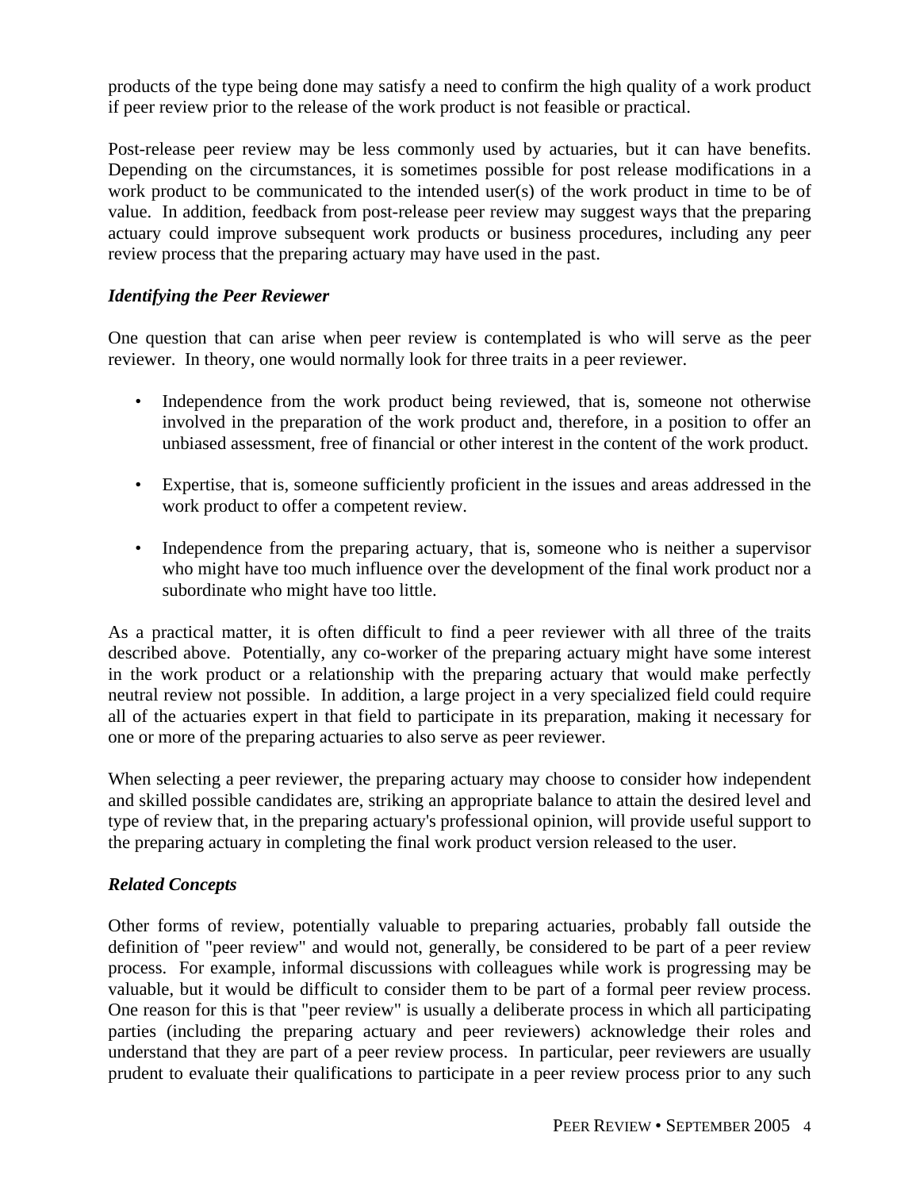products of the type being done may satisfy a need to confirm the high quality of a work product if peer review prior to the release of the work product is not feasible or practical.

Post-release peer review may be less commonly used by actuaries, but it can have benefits. Depending on the circumstances, it is sometimes possible for post release modifications in a work product to be communicated to the intended user(s) of the work product in time to be of value. In addition, feedback from post-release peer review may suggest ways that the preparing actuary could improve subsequent work products or business procedures, including any peer review process that the preparing actuary may have used in the past.

### *Identifying the Peer Reviewer*

One question that can arise when peer review is contemplated is who will serve as the peer reviewer. In theory, one would normally look for three traits in a peer reviewer.

- Independence from the work product being reviewed, that is, someone not otherwise involved in the preparation of the work product and, therefore, in a position to offer an unbiased assessment, free of financial or other interest in the content of the work product.
- Expertise, that is, someone sufficiently proficient in the issues and areas addressed in the work product to offer a competent review.
- Independence from the preparing actuary, that is, someone who is neither a supervisor who might have too much influence over the development of the final work product nor a subordinate who might have too little.

As a practical matter, it is often difficult to find a peer reviewer with all three of the traits described above. Potentially, any co-worker of the preparing actuary might have some interest in the work product or a relationship with the preparing actuary that would make perfectly neutral review not possible. In addition, a large project in a very specialized field could require all of the actuaries expert in that field to participate in its preparation, making it necessary for one or more of the preparing actuaries to also serve as peer reviewer.

When selecting a peer reviewer, the preparing actuary may choose to consider how independent and skilled possible candidates are, striking an appropriate balance to attain the desired level and type of review that, in the preparing actuary's professional opinion, will provide useful support to the preparing actuary in completing the final work product version released to the user.

### *Related Concepts*

Other forms of review, potentially valuable to preparing actuaries, probably fall outside the definition of "peer review" and would not, generally, be considered to be part of a peer review process. For example, informal discussions with colleagues while work is progressing may be valuable, but it would be difficult to consider them to be part of a formal peer review process. One reason for this is that "peer review" is usually a deliberate process in which all participating parties (including the preparing actuary and peer reviewers) acknowledge their roles and understand that they are part of a peer review process. In particular, peer reviewers are usually prudent to evaluate their qualifications to participate in a peer review process prior to any such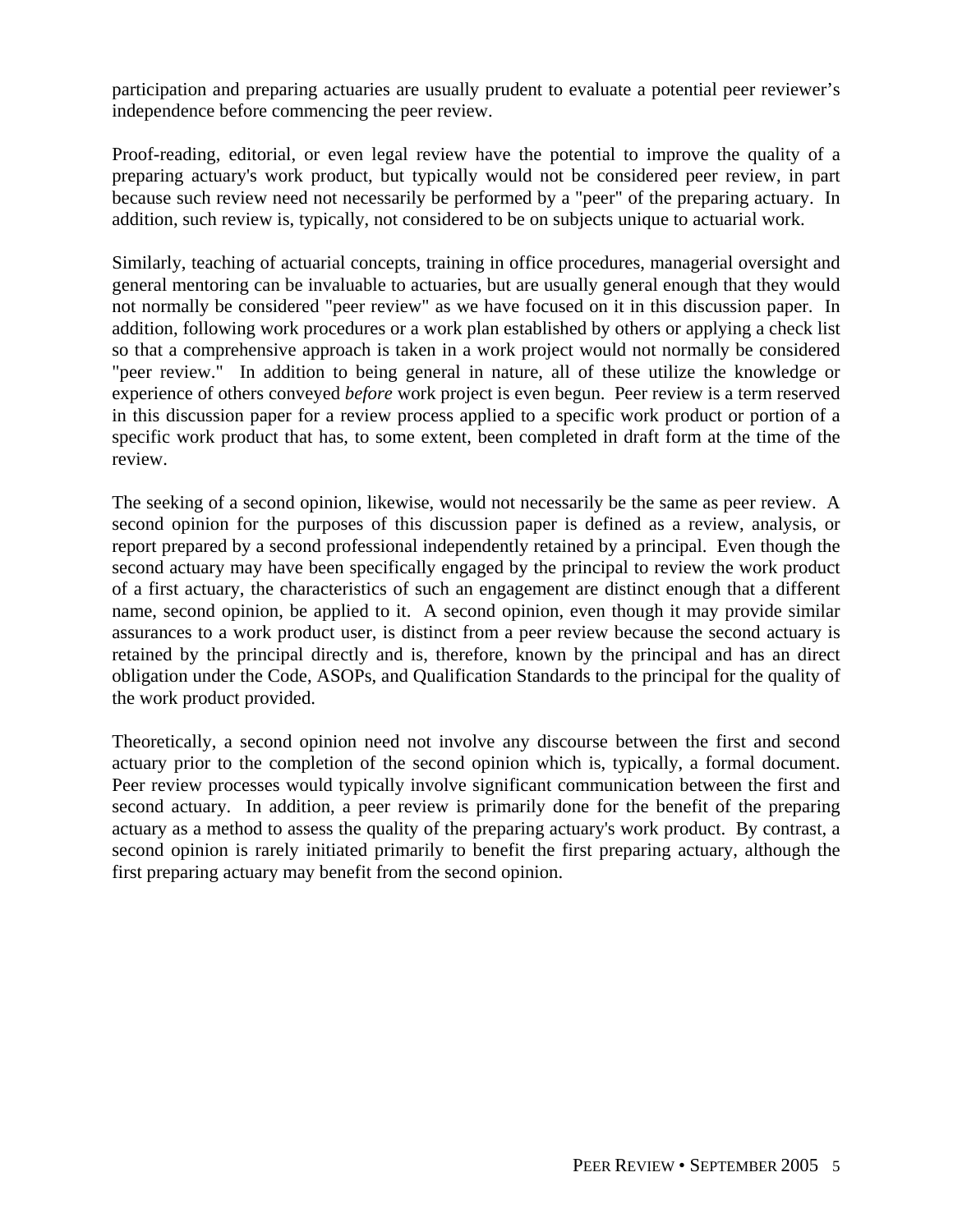participation and preparing actuaries are usually prudent to evaluate a potential peer reviewer's independence before commencing the peer review.

Proof-reading, editorial, or even legal review have the potential to improve the quality of a preparing actuary's work product, but typically would not be considered peer review, in part because such review need not necessarily be performed by a "peer" of the preparing actuary. In addition, such review is, typically, not considered to be on subjects unique to actuarial work.

Similarly, teaching of actuarial concepts, training in office procedures, managerial oversight and general mentoring can be invaluable to actuaries, but are usually general enough that they would not normally be considered "peer review" as we have focused on it in this discussion paper. In addition, following work procedures or a work plan established by others or applying a check list so that a comprehensive approach is taken in a work project would not normally be considered "peer review." In addition to being general in nature, all of these utilize the knowledge or experience of others conveyed *before* work project is even begun. Peer review is a term reserved in this discussion paper for a review process applied to a specific work product or portion of a specific work product that has, to some extent, been completed in draft form at the time of the review.

The seeking of a second opinion, likewise, would not necessarily be the same as peer review. A second opinion for the purposes of this discussion paper is defined as a review, analysis, or report prepared by a second professional independently retained by a principal. Even though the second actuary may have been specifically engaged by the principal to review the work product of a first actuary, the characteristics of such an engagement are distinct enough that a different name, second opinion, be applied to it. A second opinion, even though it may provide similar assurances to a work product user, is distinct from a peer review because the second actuary is retained by the principal directly and is, therefore, known by the principal and has an direct obligation under the Code, ASOPs, and Qualification Standards to the principal for the quality of the work product provided.

Theoretically, a second opinion need not involve any discourse between the first and second actuary prior to the completion of the second opinion which is, typically, a formal document. Peer review processes would typically involve significant communication between the first and second actuary. In addition, a peer review is primarily done for the benefit of the preparing actuary as a method to assess the quality of the preparing actuary's work product. By contrast, a second opinion is rarely initiated primarily to benefit the first preparing actuary, although the first preparing actuary may benefit from the second opinion.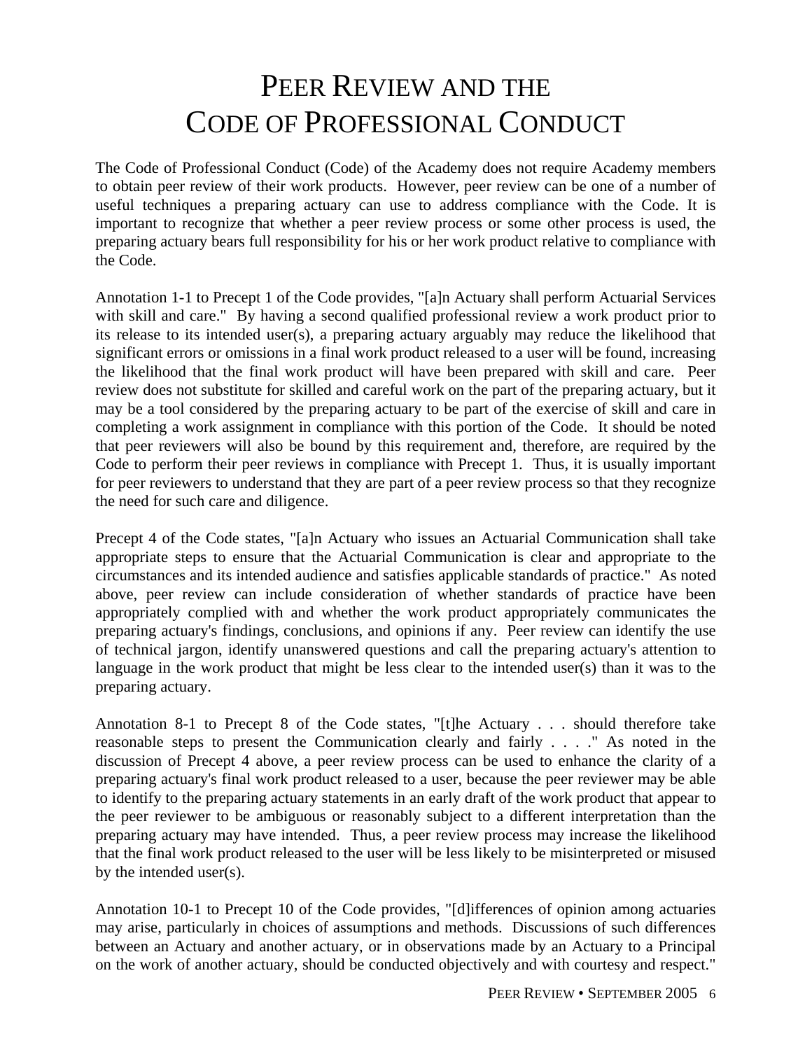# PEER REVIEW AND THE CODE OF PROFESSIONAL CONDUCT

The Code of Professional Conduct (Code) of the Academy does not require Academy members to obtain peer review of their work products. However, peer review can be one of a number of useful techniques a preparing actuary can use to address compliance with the Code. It is important to recognize that whether a peer review process or some other process is used, the preparing actuary bears full responsibility for his or her work product relative to compliance with the Code.

Annotation 1-1 to Precept 1 of the Code provides, "[a]n Actuary shall perform Actuarial Services with skill and care." By having a second qualified professional review a work product prior to its release to its intended user(s), a preparing actuary arguably may reduce the likelihood that significant errors or omissions in a final work product released to a user will be found, increasing the likelihood that the final work product will have been prepared with skill and care. Peer review does not substitute for skilled and careful work on the part of the preparing actuary, but it may be a tool considered by the preparing actuary to be part of the exercise of skill and care in completing a work assignment in compliance with this portion of the Code. It should be noted that peer reviewers will also be bound by this requirement and, therefore, are required by the Code to perform their peer reviews in compliance with Precept 1. Thus, it is usually important for peer reviewers to understand that they are part of a peer review process so that they recognize the need for such care and diligence.

Precept 4 of the Code states, "[a]n Actuary who issues an Actuarial Communication shall take appropriate steps to ensure that the Actuarial Communication is clear and appropriate to the circumstances and its intended audience and satisfies applicable standards of practice." As noted above, peer review can include consideration of whether standards of practice have been appropriately complied with and whether the work product appropriately communicates the preparing actuary's findings, conclusions, and opinions if any. Peer review can identify the use of technical jargon, identify unanswered questions and call the preparing actuary's attention to language in the work product that might be less clear to the intended user(s) than it was to the preparing actuary.

Annotation 8-1 to Precept 8 of the Code states, "[t]he Actuary . . . should therefore take reasonable steps to present the Communication clearly and fairly . . . ." As noted in the discussion of Precept 4 above, a peer review process can be used to enhance the clarity of a preparing actuary's final work product released to a user, because the peer reviewer may be able to identify to the preparing actuary statements in an early draft of the work product that appear to the peer reviewer to be ambiguous or reasonably subject to a different interpretation than the preparing actuary may have intended. Thus, a peer review process may increase the likelihood that the final work product released to the user will be less likely to be misinterpreted or misused by the intended user(s).

Annotation 10-1 to Precept 10 of the Code provides, "[d]ifferences of opinion among actuaries may arise, particularly in choices of assumptions and methods. Discussions of such differences between an Actuary and another actuary, or in observations made by an Actuary to a Principal on the work of another actuary, should be conducted objectively and with courtesy and respect."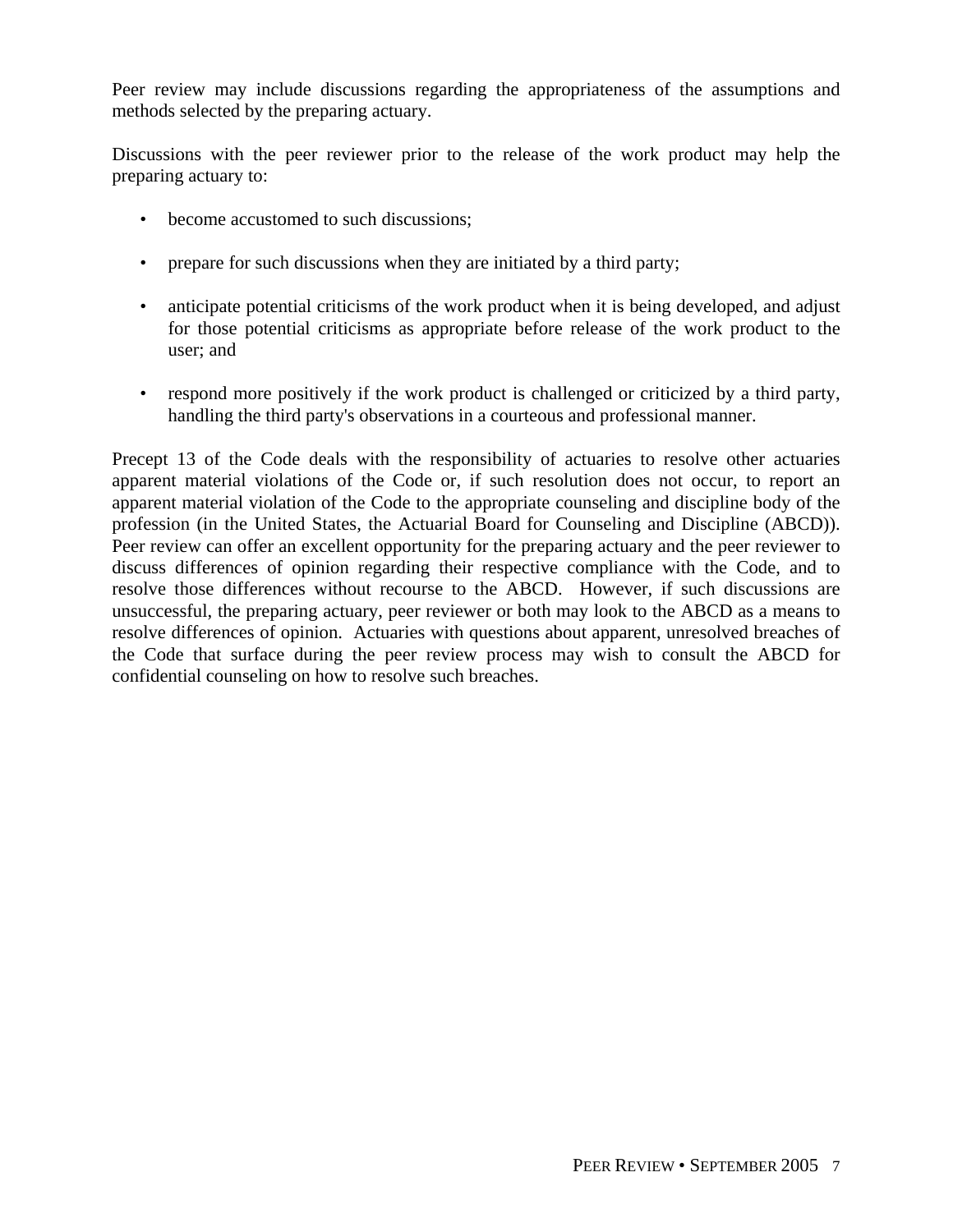Peer review may include discussions regarding the appropriateness of the assumptions and methods selected by the preparing actuary.

Discussions with the peer reviewer prior to the release of the work product may help the preparing actuary to:

- become accustomed to such discussions;
- prepare for such discussions when they are initiated by a third party;
- anticipate potential criticisms of the work product when it is being developed, and adjust for those potential criticisms as appropriate before release of the work product to the user; and
- respond more positively if the work product is challenged or criticized by a third party, handling the third party's observations in a courteous and professional manner.

Precept 13 of the Code deals with the responsibility of actuaries to resolve other actuaries apparent material violations of the Code or, if such resolution does not occur, to report an apparent material violation of the Code to the appropriate counseling and discipline body of the profession (in the United States, the Actuarial Board for Counseling and Discipline (ABCD)). Peer review can offer an excellent opportunity for the preparing actuary and the peer reviewer to discuss differences of opinion regarding their respective compliance with the Code, and to resolve those differences without recourse to the ABCD. However, if such discussions are unsuccessful, the preparing actuary, peer reviewer or both may look to the ABCD as a means to resolve differences of opinion. Actuaries with questions about apparent, unresolved breaches of the Code that surface during the peer review process may wish to consult the ABCD for confidential counseling on how to resolve such breaches.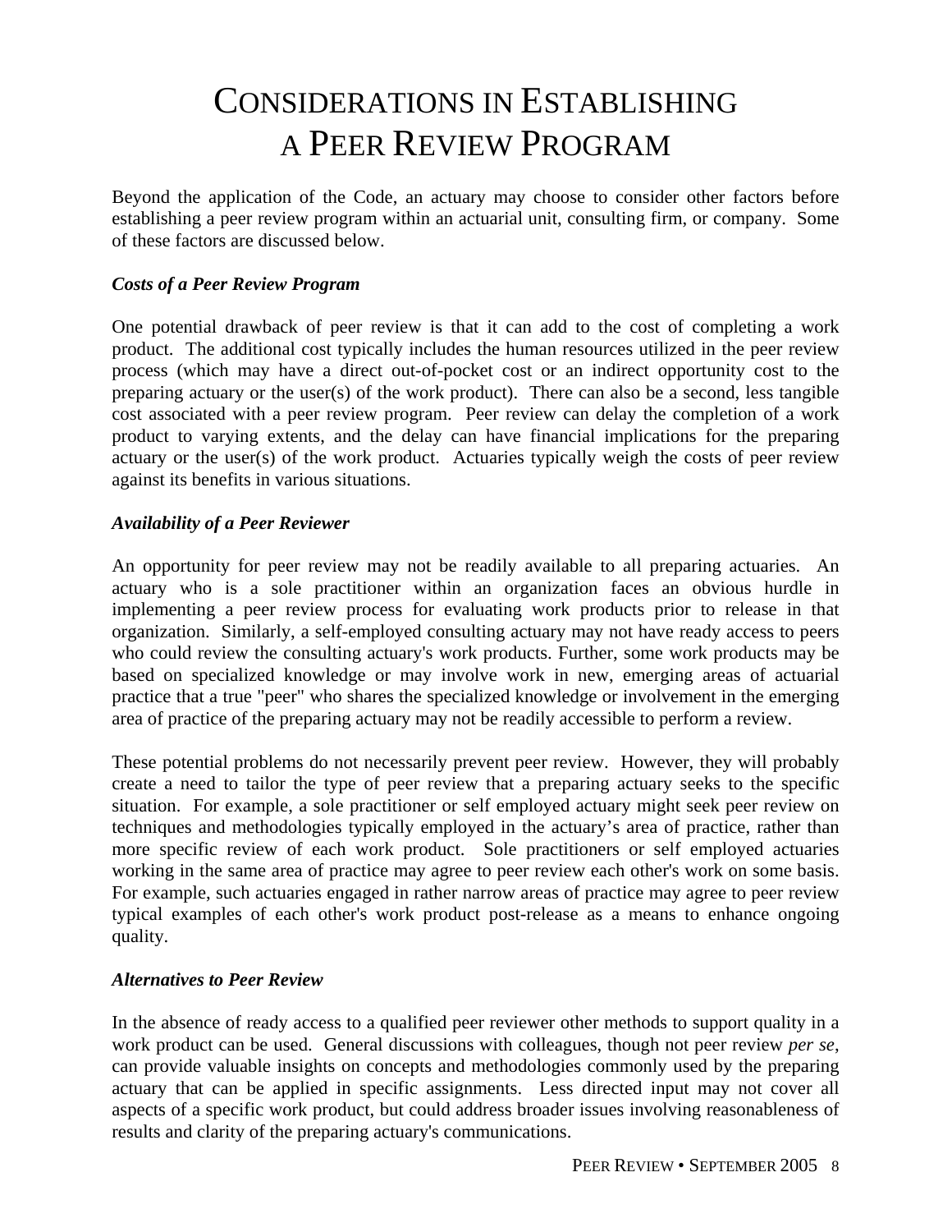# Considerations in Establishing a Peer Review Program

Beyond the application of the Code, an actuary may choose to consider other factors before establishing a peer review program within an actuarial unit, consulting firm, or company. Some of these factors are discussed below.

***Costs of a Peer Review Program***

One potential drawback of peer review is that it can add to the cost of completing a work product. The additional cost typically includes the human resources utilized in the peer review process (which may have a direct out-of-pocket cost or an indirect opportunity cost to the preparing actuary or the user(s) of the work product). There can also be a second, less tangible cost associated with a peer review program. Peer review can delay the completion of a work product to varying extents, and the delay can have financial implications for the preparing actuary or the user(s) of the work product. Actuaries typically weigh the costs of peer review against its benefits in various situations.

***Availability of a Peer Reviewer***

An opportunity for peer review may not be readily available to all preparing actuaries. An actuary who is a sole practitioner within an organization faces an obvious hurdle in implementing a peer review process for evaluating work products prior to release in that organization. Similarly, a self-employed consulting actuary may not have ready access to peers who could review the consulting actuary's work products. Further, some work products may be based on specialized knowledge or may involve work in new, emerging areas of actuarial practice that a true "peer" who shares the specialized knowledge or involvement in the emerging area of practice of the preparing actuary may not be readily accessible to perform a review.

These potential problems do not necessarily prevent peer review. However, they will probably create a need to tailor the type of peer review that a preparing actuary seeks to the specific situation. For example, a sole practitioner or self employed actuary might seek peer review on techniques and methodologies typically employed in the actuary's area of practice, rather than more specific review of each work product. Sole practitioners or self employed actuaries working in the same area of practice may agree to peer review each other's work on some basis. For example, such actuaries engaged in rather narrow areas of practice may agree to peer review typical examples of each other's work product post-release as a means to enhance ongoing quality.

***Alternatives to Peer Review***

In the absence of ready access to a qualified peer reviewer other methods to support quality in a work product can be used. General discussions with colleagues, though not peer review *per se*, can provide valuable insights on concepts and methodologies commonly used by the preparing actuary that can be applied in specific assignments. Less directed input may not cover all aspects of a specific work product, but could address broader issues involving reasonableness of results and clarity of the preparing actuary's communications.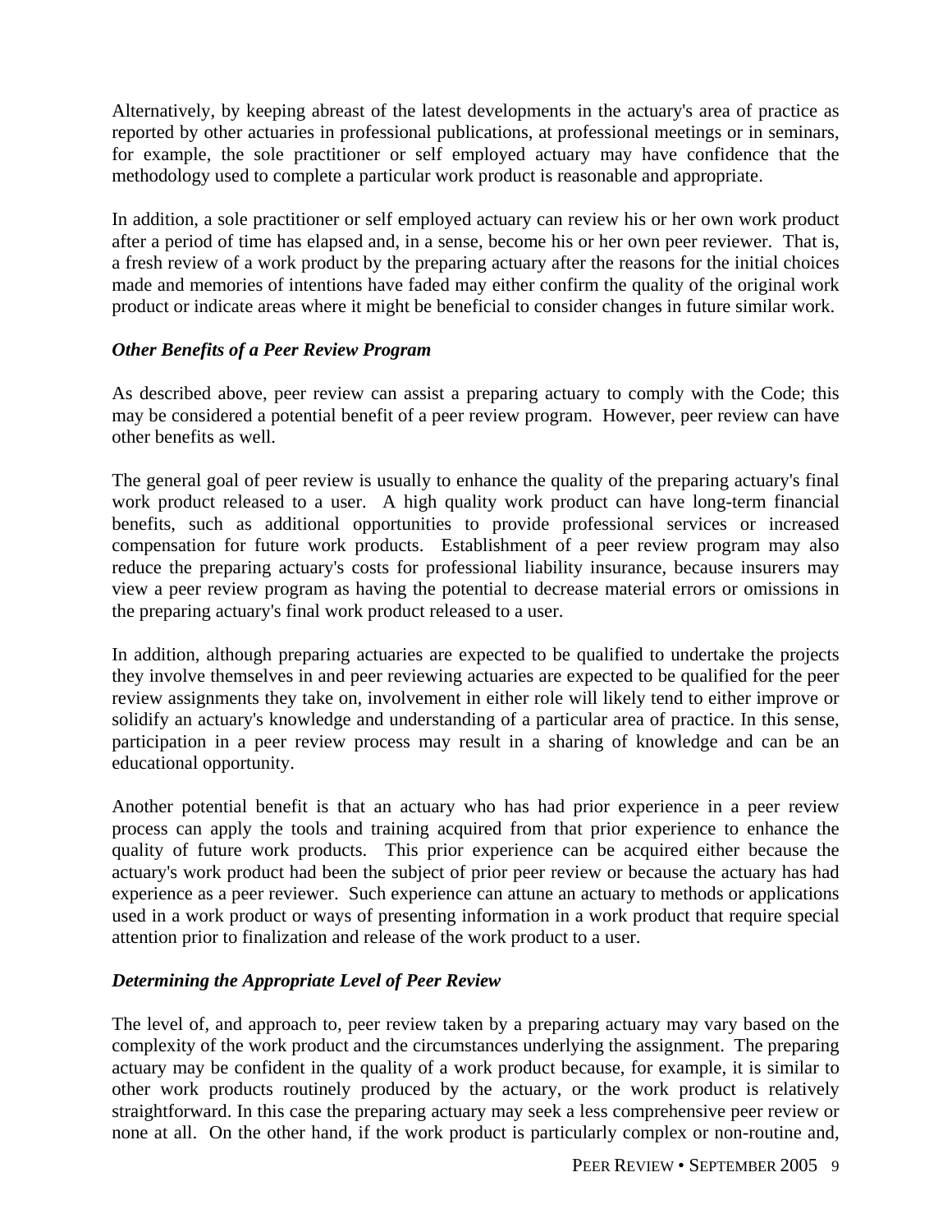Alternatively, by keeping abreast of the latest developments in the actuary's area of practice as reported by other actuaries in professional publications, at professional meetings or in seminars, for example, the sole practitioner or self employed actuary may have confidence that the methodology used to complete a particular work product is reasonable and appropriate.

In addition, a sole practitioner or self employed actuary can review his or her own work product after a period of time has elapsed and, in a sense, become his or her own peer reviewer. That is, a fresh review of a work product by the preparing actuary after the reasons for the initial choices made and memories of intentions have faded may either confirm the quality of the original work product or indicate areas where it might be beneficial to consider changes in future similar work.

### *Other Benefits of a Peer Review Program*

As described above, peer review can assist a preparing actuary to comply with the Code; this may be considered a potential benefit of a peer review program. However, peer review can have other benefits as well.

The general goal of peer review is usually to enhance the quality of the preparing actuary's final work product released to a user. A high quality work product can have long-term financial benefits, such as additional opportunities to provide professional services or increased compensation for future work products. Establishment of a peer review program may also reduce the preparing actuary's costs for professional liability insurance, because insurers may view a peer review program as having the potential to decrease material errors or omissions in the preparing actuary's final work product released to a user.

In addition, although preparing actuaries are expected to be qualified to undertake the projects they involve themselves in and peer reviewing actuaries are expected to be qualified for the peer review assignments they take on, involvement in either role will likely tend to either improve or solidify an actuary's knowledge and understanding of a particular area of practice. In this sense, participation in a peer review process may result in a sharing of knowledge and can be an educational opportunity.

Another potential benefit is that an actuary who has had prior experience in a peer review process can apply the tools and training acquired from that prior experience to enhance the quality of future work products. This prior experience can be acquired either because the actuary's work product had been the subject of prior peer review or because the actuary has had experience as a peer reviewer. Such experience can attune an actuary to methods or applications used in a work product or ways of presenting information in a work product that require special attention prior to finalization and release of the work product to a user.

### *Determining the Appropriate Level of Peer Review*

The level of, and approach to, peer review taken by a preparing actuary may vary based on the complexity of the work product and the circumstances underlying the assignment. The preparing actuary may be confident in the quality of a work product because, for example, it is similar to other work products routinely produced by the actuary, or the work product is relatively straightforward. In this case the preparing actuary may seek a less comprehensive peer review or none at all. On the other hand, if the work product is particularly complex or non-routine and,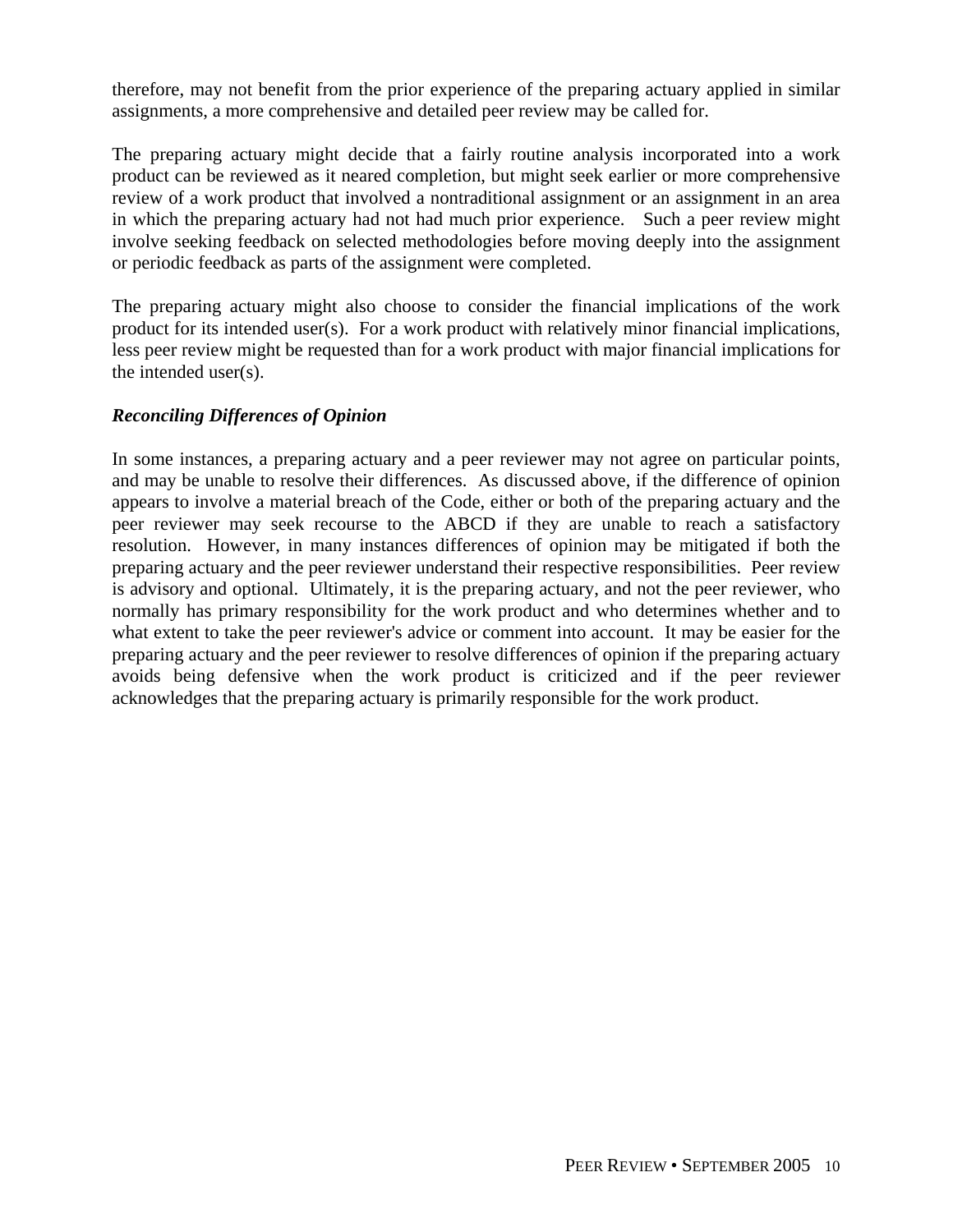therefore, may not benefit from the prior experience of the preparing actuary applied in similar assignments, a more comprehensive and detailed peer review may be called for.

The preparing actuary might decide that a fairly routine analysis incorporated into a work product can be reviewed as it neared completion, but might seek earlier or more comprehensive review of a work product that involved a nontraditional assignment or an assignment in an area in which the preparing actuary had not had much prior experience. Such a peer review might involve seeking feedback on selected methodologies before moving deeply into the assignment or periodic feedback as parts of the assignment were completed.

The preparing actuary might also choose to consider the financial implications of the work product for its intended user(s). For a work product with relatively minor financial implications, less peer review might be requested than for a work product with major financial implications for the intended user(s).

***Reconciling Differences of Opinion***

In some instances, a preparing actuary and a peer reviewer may not agree on particular points, and may be unable to resolve their differences. As discussed above, if the difference of opinion appears to involve a material breach of the Code, either or both of the preparing actuary and the peer reviewer may seek recourse to the ABCD if they are unable to reach a satisfactory resolution. However, in many instances differences of opinion may be mitigated if both the preparing actuary and the peer reviewer understand their respective responsibilities. Peer review is advisory and optional. Ultimately, it is the preparing actuary, and not the peer reviewer, who normally has primary responsibility for the work product and who determines whether and to what extent to take the peer reviewer's advice or comment into account. It may be easier for the preparing actuary and the peer reviewer to resolve differences of opinion if the preparing actuary avoids being defensive when the work product is criticized and if the peer reviewer acknowledges that the preparing actuary is primarily responsible for the work product.